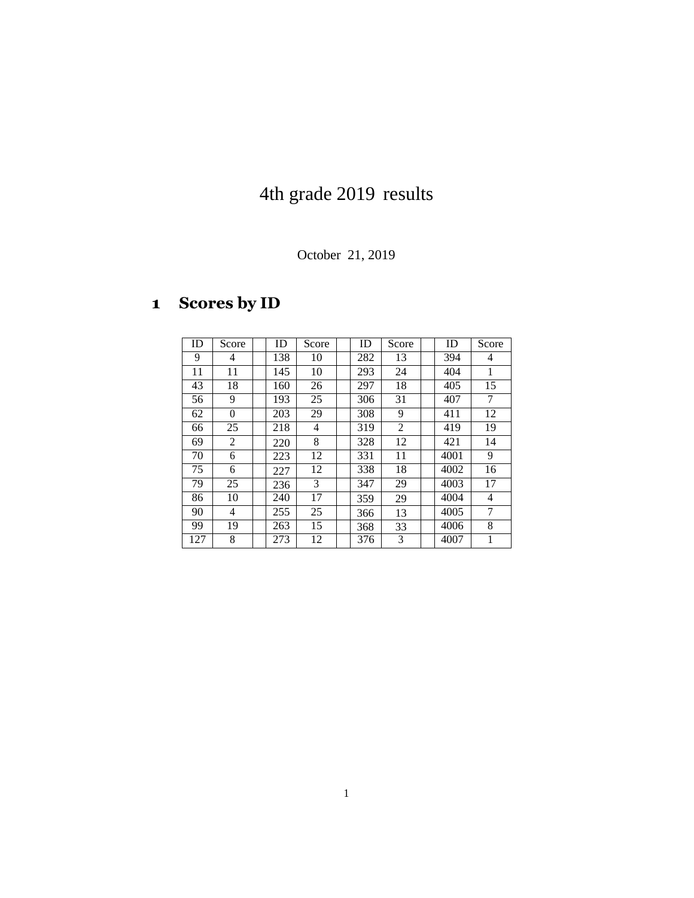# 4th grade 2019 results

October 21, 2019

## 1 Scores by ID

| ID | Score | | ID | Score | | ID | Score | | ID | Score |
|---|---|---|---|---|---|---|---|---|---|---|
| 9 | 4 | | 138 | 10 | | 282 | 13 | | 394 | 4 |
| 11 | 11 | | 145 | 10 | | 293 | 24 | | 404 | 1 |
| 43 | 18 | | 160 | 26 | | 297 | 18 | | 405 | 15 |
| 56 | 9 | | 193 | 25 | | 306 | 31 | | 407 | 7 |
| 62 | 0 | | 203 | 29 | | 308 | 9 | | 411 | 12 |
| 66 | 25 | | 218 | 4 | | 319 | 2 | | 419 | 19 |
| 69 | 2 | | 220 | 8 | | 328 | 12 | | 421 | 14 |
| 70 | 6 | | 223 | 12 | | 331 | 11 | | 4001 | 9 |
| 75 | 6 | | 227 | 12 | | 338 | 18 | | 4002 | 16 |
| 79 | 25 | | 236 | 3 | | 347 | 29 | | 4003 | 17 |
| 86 | 10 | | 240 | 17 | | 359 | 29 | | 4004 | 4 |
| 90 | 4 | | 255 | 25 | | 366 | 13 | | 4005 | 7 |
| 99 | 19 | | 263 | 15 | | 368 | 33 | | 4006 | 8 |
| 127 | 8 | | 273 | 12 | | 376 | 3 | | 4007 | 1 |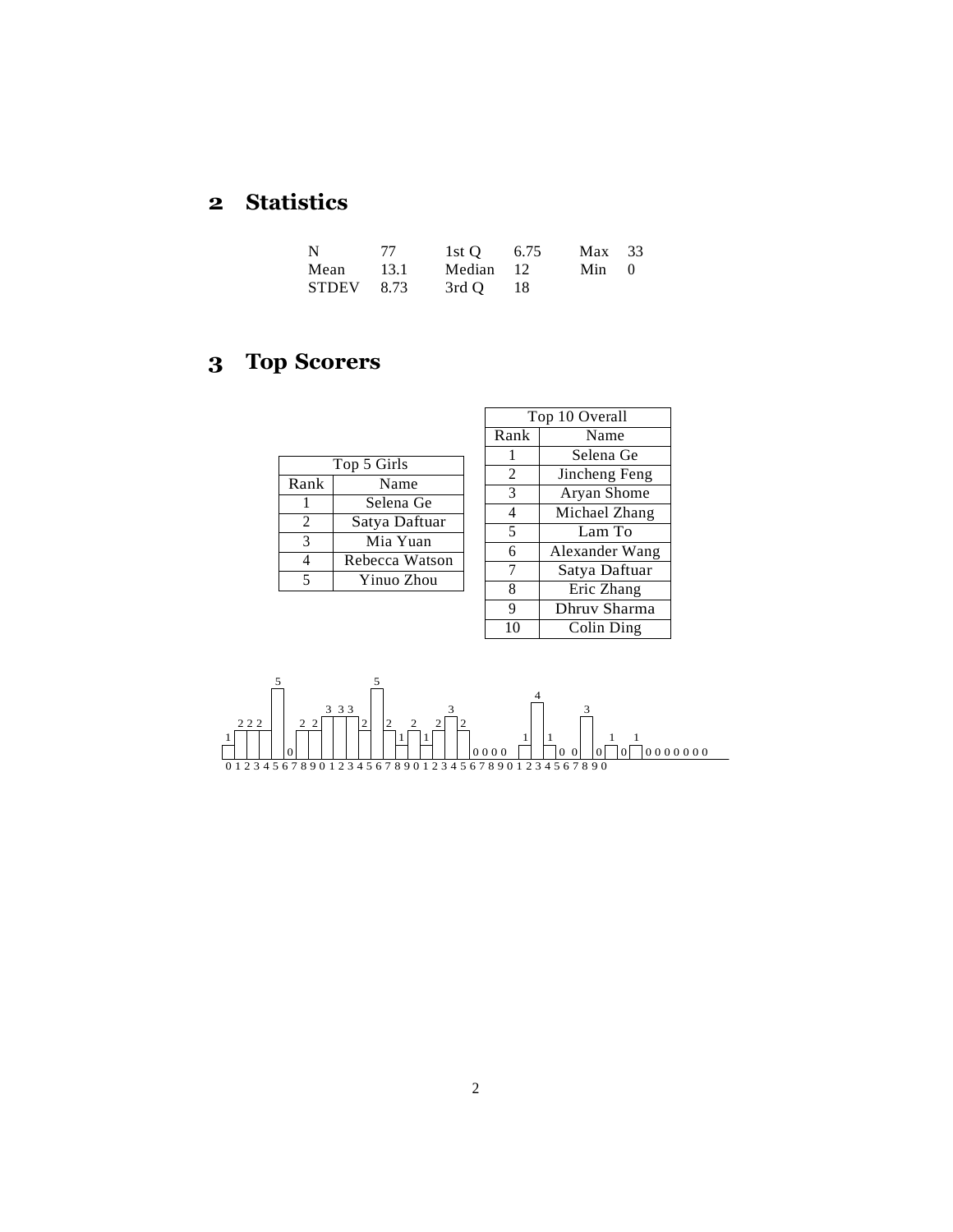## 2 Statistics

| | | | | | |
|---|---|---|---|---|---|
| N | 77 | 1st Q | 6.75 | Max | 33 |
| Mean | 13.1 | Median | 12 | Min | 0 |
| STDEV | 8.73 | 3rd Q | 18 | | |

## 3 Top Scorers

| Top 5 Girls | |
|---|---|
| Rank | Name |
| 1 | Selena Ge |
| 2 | Satya Daftuar |
| 3 | Mia Yuan |
| 4 | Rebecca Watson |
| 5 | Yinuo Zhou |

| Top 10 Overall | |
|---|---|
| Rank | Name |
| 1 | Selena Ge |
| 2 | Jincheng Feng |
| 3 | Aryan Shome |
| 4 | Michael Zhang |
| 5 | Lam To |
| 6 | Alexander Wang |
| 7 | Satya Daftuar |
| 8 | Eric Zhang |
| 9 | Dhruv Sharma |
| 10 | Colin Ding |

1 2 2 2 5 0 2 2 3 3 3 2 5 2 1 2 1 2 3 2 0 0 0 0 1 4 1 0 0 3 0 1 0 1 0 0 0 0 0 0 0

0 1 2 3 4 5 6 7 8 9 0 1 2 3 4 5 6 7 8 9 0 1 2 3 4 5 6 7 8 9 0 1 2 3 4 5 6 7 8 9 0